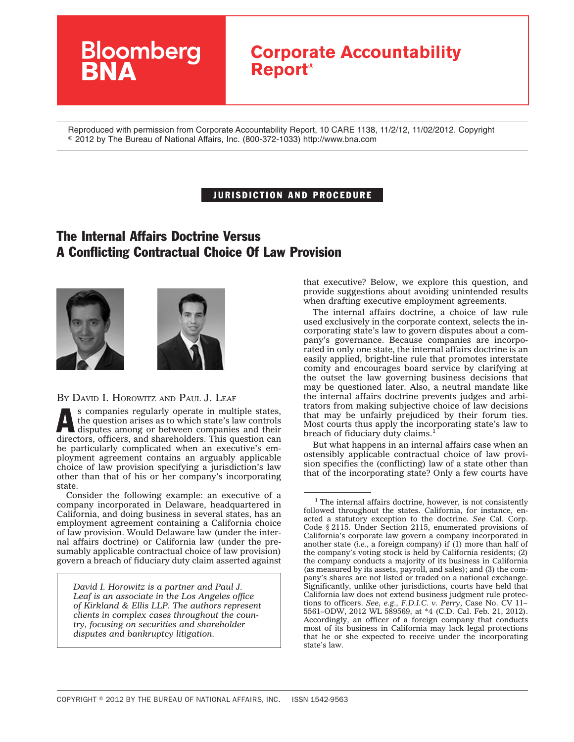Bloomberg BNA

# Corporate Accountability Report®

Reproduced with permission from Corporate Accountability Report, 10 CARE 1138, 11/2/12, 11/02/2012. Copyright © 2012 by The Bureau of National Affairs, Inc. (800-372-1033) http://www.bna.com

JURISDICTION AND PROCEDURE

## The Internal Affairs Doctrine Versus A Conflicting Contractual Choice Of Law Provision

BY DAVID I. HOROWITZ AND PAUL J. LEAF

As companies regularly operate in multiple states, the question arises as to which state's law controls disputes among or between companies and their directors, officers, and shareholders. This question can be particularly complicated when an executive's employment agreement contains an arguably applicable choice of law provision specifying a jurisdiction's law other than that of his or her company's incorporating state.

Consider the following example: an executive of a company incorporated in Delaware, headquartered in California, and doing business in several states, has an employment agreement containing a California choice of law provision. Would Delaware law (under the internal affairs doctrine) or California law (under the presumably applicable contractual choice of law provision) govern a breach of fiduciary duty claim asserted against that executive? Below, we explore this question, and provide suggestions about avoiding unintended results when drafting executive employment agreements.

*David I. Horowitz is a partner and Paul J. Leaf is an associate in the Los Angeles office of Kirkland & Ellis LLP. The authors represent clients in complex cases throughout the country, focusing on securities and shareholder disputes and bankruptcy litigation.*

The internal affairs doctrine, a choice of law rule used exclusively in the corporate context, selects the incorporating state's law to govern disputes about a company's governance. Because companies are incorporated in only one state, the internal affairs doctrine is an easily applied, bright-line rule that promotes interstate comity and encourages board service by clarifying at the outset the law governing business decisions that may be questioned later. Also, a neutral mandate like the internal affairs doctrine prevents judges and arbitrators from making subjective choice of law decisions that may be unfairly prejudiced by their forum ties. Most courts thus apply the incorporating state's law to breach of fiduciary duty claims.[1]

But what happens in an internal affairs case when an ostensibly applicable contractual choice of law provision specifies the (conflicting) law of a state other than that of the incorporating state? Only a few courts have

[1] The internal affairs doctrine, however, is not consistently followed throughout the states. California, for instance, enacted a statutory exception to the doctrine. *See* Cal. Corp. Code § 2115. Under Section 2115, enumerated provisions of California's corporate law govern a company incorporated in another state (*i.e.*, a foreign company) if (1) more than half of the company's voting stock is held by California residents; (2) the company conducts a majority of its business in California (as measured by its assets, payroll, and sales); and (3) the company's shares are not listed or traded on a national exchange. Significantly, unlike other jurisdictions, courts have held that California law does not extend business judgment rule protections to officers. *See, e.g., F.D.I.C. v. Perry*, Case No. CV 11–5561–ODW, 2012 WL 589569, at *4 (C.D. Cal. Feb. 21, 2012). Accordingly, an officer of a foreign company that conducts most of its business in California may lack legal protections that he or she expected to receive under the incorporating state's law.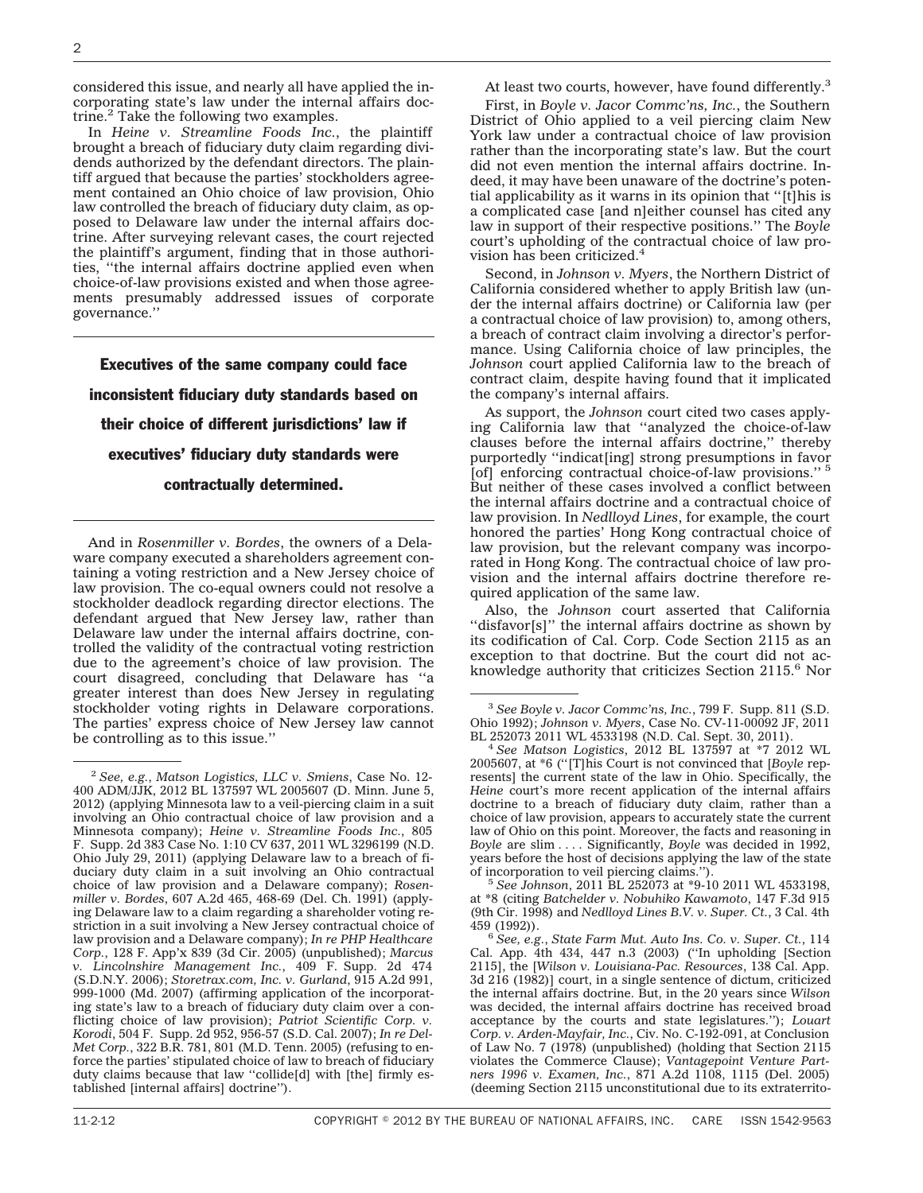considered this issue, and nearly all have applied the incorporating state's law under the internal affairs doctrine.[2] Take the following two examples.

In *Heine v. Streamline Foods Inc.*, the plaintiff brought a breach of fiduciary duty claim regarding dividends authorized by the defendant directors. The plaintiff argued that because the parties' stockholders agreement contained an Ohio choice of law provision, Ohio law controlled the breach of fiduciary duty claim, as opposed to Delaware law under the internal affairs doctrine. After surveying relevant cases, the court rejected the plaintiff's argument, finding that in those authorities, ''the internal affairs doctrine applied even when choice-of-law provisions existed and when those agreements presumably addressed issues of corporate governance.''

**Executives of the same company could face inconsistent fiduciary duty standards based on their choice of different jurisdictions' law if executives' fiduciary duty standards were contractually determined.**

And in *Rosenmiller v. Bordes*, the owners of a Delaware company executed a shareholders agreement containing a voting restriction and a New Jersey choice of law provision. The co-equal owners could not resolve a stockholder deadlock regarding director elections. The defendant argued that New Jersey law, rather than Delaware law under the internal affairs doctrine, controlled the validity of the contractual voting restriction due to the agreement's choice of law provision. The court disagreed, concluding that Delaware has ''a greater interest than does New Jersey in regulating stockholder voting rights in Delaware corporations. The parties' express choice of New Jersey law cannot be controlling as to this issue.''

At least two courts, however, have found differently.[3]

First, in *Boyle v. Jacor Commc'ns, Inc.*, the Southern District of Ohio applied to a veil piercing claim New York law under a contractual choice of law provision rather than the incorporating state's law. But the court did not even mention the internal affairs doctrine. Indeed, it may have been unaware of the doctrine's potential applicability as it warns in its opinion that ''[t]his is a complicated case [and n]either counsel has cited any law in support of their respective positions.'' The *Boyle* court's upholding of the contractual choice of law provision has been criticized.[4]

Second, in *Johnson v. Myers*, the Northern District of California considered whether to apply British law (under the internal affairs doctrine) or California law (per a contractual choice of law provision) to, among others, a breach of contract claim involving a director's performance. Using California choice of law principles, the *Johnson* court applied California law to the breach of contract claim, despite having found that it implicated the company's internal affairs.

As support, the *Johnson* court cited two cases applying California law that ''analyzed the choice-of-law clauses before the internal affairs doctrine,'' thereby purportedly ''indicat[ing] strong presumptions in favor [of] enforcing contractual choice-of-law provisions.''[5] But neither of these cases involved a conflict between the internal affairs doctrine and a contractual choice of law provision. In *Nedlloyd Lines*, for example, the court honored the parties' Hong Kong contractual choice of law provision, but the relevant company was incorporated in Hong Kong. The contractual choice of law provision and the internal affairs doctrine therefore required application of the same law.

Also, the *Johnson* court asserted that California ''disfavor[s]'' the internal affairs doctrine as shown by its codification of Cal. Corp. Code Section 2115 as an exception to that doctrine. But the court did not acknowledge authority that criticizes Section 2115.[6] Nor

---

[2] *See, e.g.*, *Matson Logistics, LLC v. Smiens*, Case No. 12-400 ADM/JJK, 2012 BL 137597 WL 2005607 (D. Minn. June 5, 2012) (applying Minnesota law to a veil-piercing claim in a suit involving an Ohio contractual choice of law provision and a Minnesota company); *Heine v. Streamline Foods Inc.*, 805 F. Supp. 2d 383 Case No. 1:10 CV 637, 2011 WL 3296199 (N.D. Ohio July 29, 2011) (applying Delaware law to a breach of fiduciary duty claim in a suit involving an Ohio contractual choice of law provision and a Delaware company); *Rosenmiller v. Bordes*, 607 A.2d 465, 468-69 (Del. Ch. 1991) (applying Delaware law to a claim regarding a shareholder voting restriction in a suit involving a New Jersey contractual choice of law provision and a Delaware company); *In re PHP Healthcare Corp.*, 128 F. App'x 839 (3d Cir. 2005) (unpublished); *Marcus v. Lincolnshire Management Inc.*, 409 F. Supp. 2d 474 (S.D.N.Y. 2006); *Storetrax.com, Inc. v. Gurland*, 915 A.2d 991, 999-1000 (Md. 2007) (affirming application of the incorporating state's law to a breach of fiduciary duty claim over a conflicting choice of law provision); *Patriot Scientific Corp. v. Korodi*, 504 F. Supp. 2d 952, 956-57 (S.D. Cal. 2007); *In re Del-Met Corp.*, 322 B.R. 781, 801 (M.D. Tenn. 2005) (refusing to enforce the parties' stipulated choice of law to breach of fiduciary duty claims because that law ''collide[d] with [the] firmly established [internal affairs] doctrine'').

[3] *See Boyle v. Jacor Commc'ns, Inc.*, 799 F. Supp. 811 (S.D. Ohio 1992); *Johnson v. Myers*, Case No. CV-11-00092 JF, 2011 BL 252073 2011 WL 4533198 (N.D. Cal. Sept. 30, 2011).

[4] *See Matson Logistics*, 2012 BL 137597 at *7 2012 WL 2005607, at *6 (''[T]his Court is not convinced that [*Boyle* represents] the current state of the law in Ohio. Specifically, the *Heine* court's more recent application of the internal affairs doctrine to a breach of fiduciary duty claim, rather than a choice of law provision, appears to accurately state the current law of Ohio on this point. Moreover, the facts and reasoning in *Boyle* are slim . . . . Significantly, *Boyle* was decided in 1992, years before the host of decisions applying the law of the state of incorporation to veil piercing claims.'').

[5] *See Johnson*, 2011 BL 252073 at *9-10 2011 WL 4533198, at *8 (citing *Batchelder v. Nobuhiko Kawamoto*, 147 F.3d 915 (9th Cir. 1998) and *Nedlloyd Lines B.V. v. Super. Ct.*, 3 Cal. 4th 459 (1992)).

[6] *See, e.g.*, *State Farm Mut. Auto Ins. Co. v. Super. Ct.*, 114 Cal. App. 4th 434, 447 n.3 (2003) (''In upholding [Section 2115], the [*Wilson v. Louisiana-Pac. Resources*, 138 Cal. App. 3d 216 (1982)] court, in a single sentence of dictum, criticized the internal affairs doctrine. But, in the 20 years since *Wilson* was decided, the internal affairs doctrine has received broad acceptance by the courts and state legislatures.''); *Louart Corp. v. Arden-Mayfair, Inc.*, Civ. No. C-192-091, at Conclusion of Law No. 7 (1978) (unpublished) (holding that Section 2115 violates the Commerce Clause); *Vantagepoint Venture Partners 1996 v. Examen, Inc.*, 871 A.2d 1108, 1115 (Del. 2005) (deeming Section 2115 unconstitutional due to its extraterrito-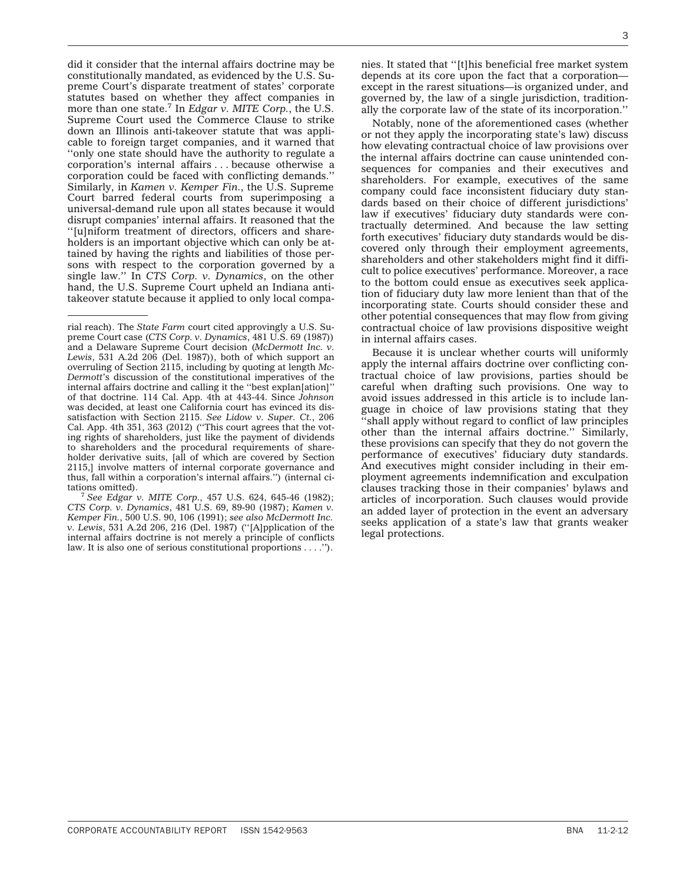did it consider that the internal affairs doctrine may be constitutionally mandated, as evidenced by the U.S. Supreme Court's disparate treatment of states' corporate statutes based on whether they affect companies in more than one state.[7] In *Edgar v. MITE Corp.*, the U.S. Supreme Court used the Commerce Clause to strike down an Illinois anti-takeover statute that was applicable to foreign target companies, and it warned that ''only one state should have the authority to regulate a corporation's internal affairs . . . because otherwise a corporation could be faced with conflicting demands.'' Similarly, in *Kamen v. Kemper Fin.*, the U.S. Supreme Court barred federal courts from superimposing a universal-demand rule upon all states because it would disrupt companies' internal affairs. It reasoned that the ''[u]niform treatment of directors, officers and shareholders is an important objective which can only be attained by having the rights and liabilities of those persons with respect to the corporation governed by a single law.'' In *CTS Corp. v. Dynamics*, on the other hand, the U.S. Supreme Court upheld an Indiana anti-takeover statute because it applied to only local companies. It stated that ''[t]his beneficial free market system depends at its core upon the fact that a corporation—except in the rarest situations—is organized under, and governed by, the law of a single jurisdiction, traditionally the corporate law of the state of its incorporation.''

Notably, none of the aforementioned cases (whether or not they apply the incorporating state's law) discuss how elevating contractual choice of law provisions over the internal affairs doctrine can cause unintended consequences for companies and their executives and shareholders. For example, executives of the same company could face inconsistent fiduciary duty standards based on their choice of different jurisdictions' law if executives' fiduciary duty standards were contractually determined. And because the law setting forth executives' fiduciary duty standards would be discovered only through their employment agreements, shareholders and other stakeholders might find it difficult to police executives' performance. Moreover, a race to the bottom could ensue as executives seek application of fiduciary duty law more lenient than that of the incorporating state. Courts should consider these and other potential consequences that may flow from giving contractual choice of law provisions dispositive weight in internal affairs cases.

Because it is unclear whether courts will uniformly apply the internal affairs doctrine over conflicting contractual choice of law provisions, parties should be careful when drafting such provisions. One way to avoid issues addressed in this article is to include language in choice of law provisions stating that they ''shall apply without regard to conflict of law principles other than the internal affairs doctrine.'' Similarly, these provisions can specify that they do not govern the performance of executives' fiduciary duty standards. And executives might consider including in their employment agreements indemnification and exculpation clauses tracking those in their companies' bylaws and articles of incorporation. Such clauses would provide an added layer of protection in the event an adversary seeks application of a state's law that grants weaker legal protections.

---

rial reach). The *State Farm* court cited approvingly a U.S. Supreme Court case (*CTS Corp. v. Dynamics*, 481 U.S. 69 (1987)) and a Delaware Supreme Court decision (*McDermott Inc. v. Lewis*, 531 A.2d 206 (Del. 1987)), both of which support an overruling of Section 2115, including by quoting at length *McDermott*'s discussion of the constitutional imperatives of the internal affairs doctrine and calling it the ''best explan[ation]'' of that doctrine. 114 Cal. App. 4th at 443-44. Since *Johnson* was decided, at least one California court has evinced its dissatisfaction with Section 2115. *See Lidow v. Super. Ct.*, 206 Cal. App. 4th 351, 363 (2012) (''This court agrees that the voting rights of shareholders, just like the payment of dividends to shareholders and the procedural requirements of shareholder derivative suits, [all of which are covered by Section 2115,] involve matters of internal corporate governance and thus, fall within a corporation's internal affairs.'') (internal citations omitted).

[7] *See Edgar v. MITE Corp.*, 457 U.S. 624, 645-46 (1982); *CTS Corp. v. Dynamics*, 481 U.S. 69, 89-90 (1987); *Kamen v. Kemper Fin.*, 500 U.S. 90, 106 (1991); *see also McDermott Inc. v. Lewis*, 531 A.2d 206, 216 (Del. 1987) (''[A]pplication of the internal affairs doctrine is not merely a principle of conflicts law. It is also one of serious constitutional proportions . . . .'').